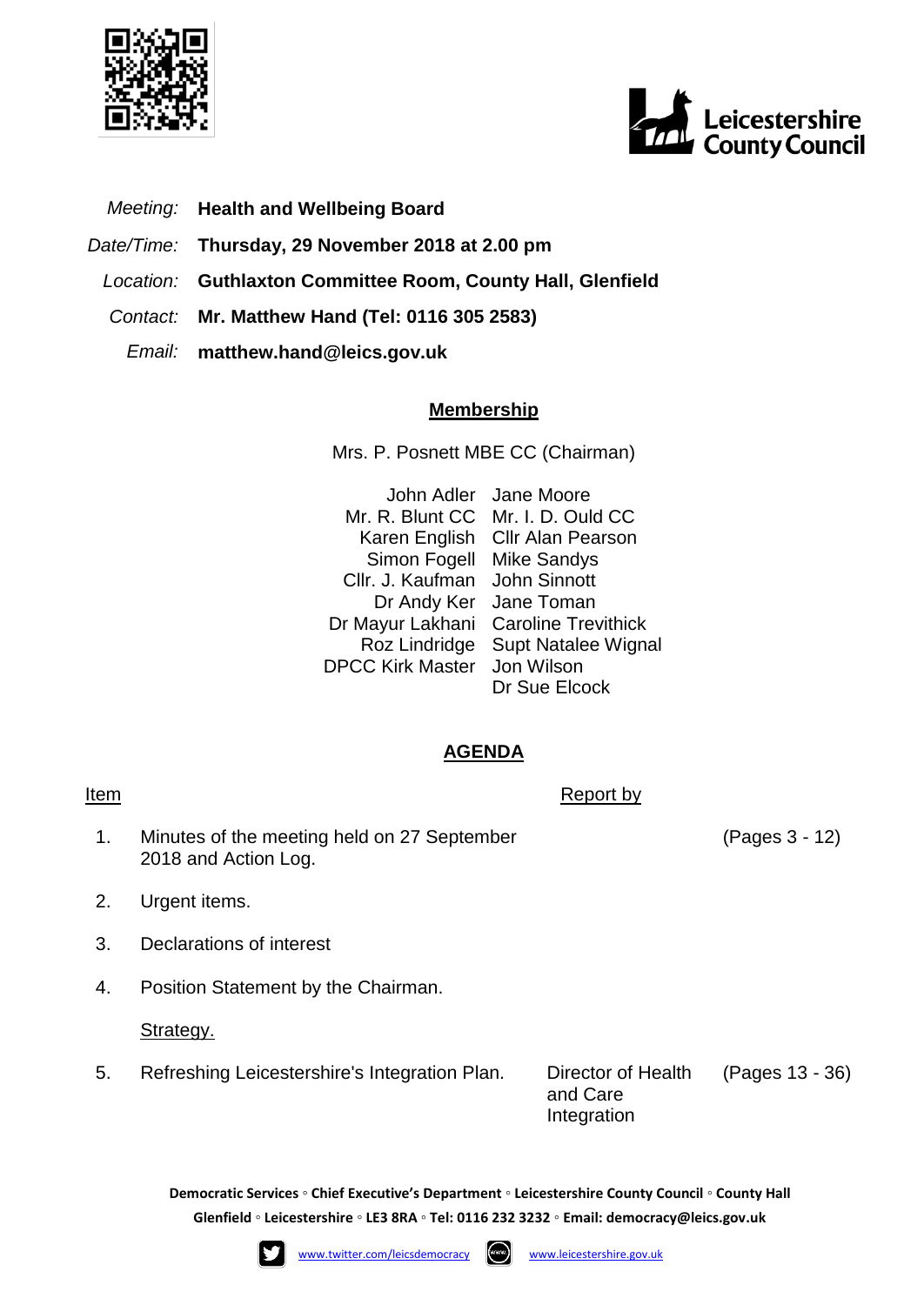Leicestershire County Council

*Meeting:* **Health and Wellbeing Board**

*Date/Time:* **Thursday, 29 November 2018 at 2.00 pm**

*Location:* **Guthlaxton Committee Room, County Hall, Glenfield**

*Contact:* **Mr. Matthew Hand (Tel: 0116 305 2583)**

*Email:* **matthew.hand@leics.gov.uk**

## Membership

Mrs. P. Posnett MBE CC (Chairman)

John Adler
Mr. R. Blunt CC
Karen English
Simon Fogell
Cllr. J. Kaufman
Dr Andy Ker
Dr Mayur Lakhani
Roz Lindridge
DPCC Kirk Master
Jane Moore
Mr. I. D. Ould CC
Cllr Alan Pearson
Mike Sandys
John Sinnott
Jane Toman
Caroline Trevithick
Supt Natalee Wignal
Jon Wilson
Dr Sue Elcock

## AGENDA

| Item | | Report by | |
|---|---|---|---|
| 1. | Minutes of the meeting held on 27 September 2018 and Action Log. | | (Pages 3 - 12) |
| 2. | Urgent items. | | |
| 3. | Declarations of interest | | |
| 4. | Position Statement by the Chairman. | | |
| | Strategy. | | |
| 5. | Refreshing Leicestershire's Integration Plan. | Director of Health and Care Integration | (Pages 13 - 36) |

Democratic Services ◦ Chief Executive's Department ◦ Leicestershire County Council ◦ County Hall
Glenfield ◦ Leicestershire ◦ LE3 8RA ◦ Tel: 0116 232 3232 ◦ Email: democracy@leics.gov.uk

www.twitter.com/leicsdemocracy www.leicestershire.gov.uk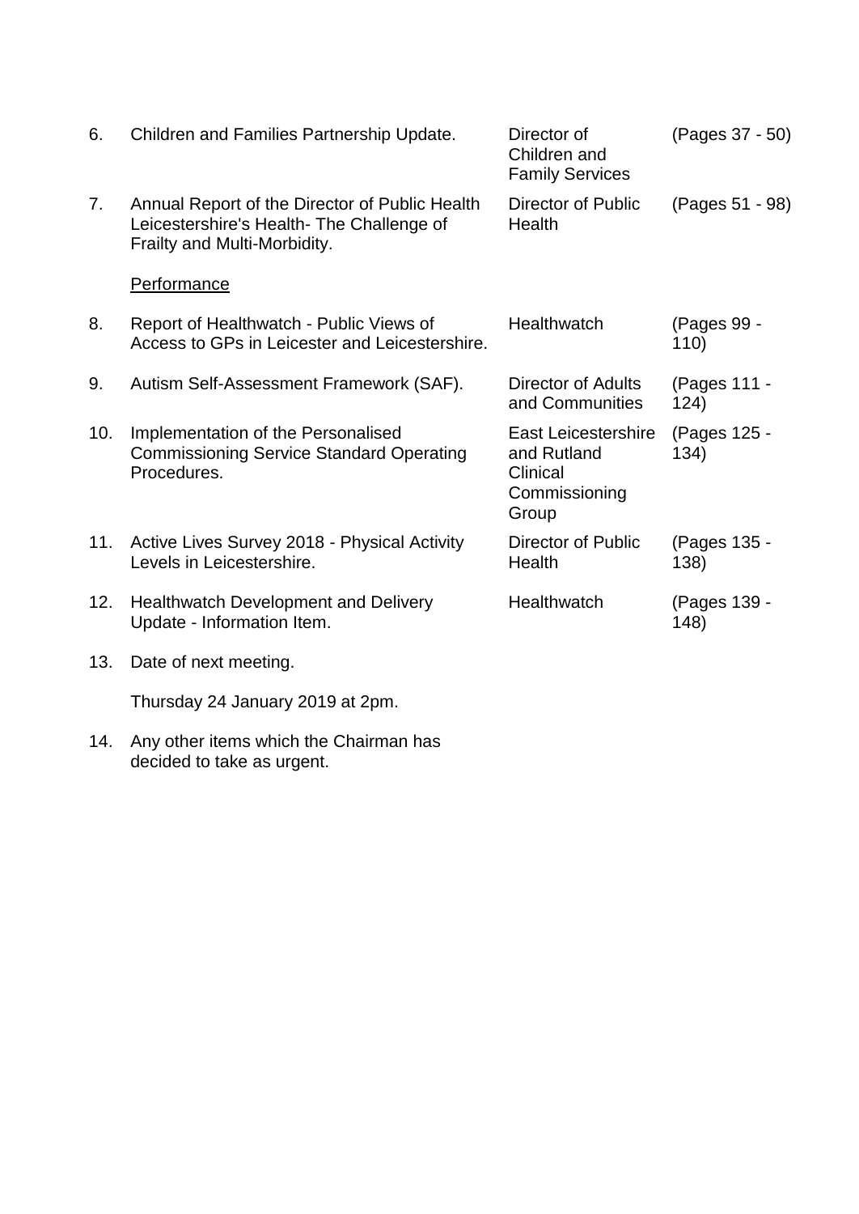| | | | |
|---|---|---|---|
| 6. | Children and Families Partnership Update. | Director of Children and Family Services | (Pages 37 - 50) |
| 7. | Annual Report of the Director of Public Health Leicestershire's Health- The Challenge of Frailty and Multi-Morbidity. | Director of Public Health | (Pages 51 - 98) |
| | Performance | | |
| 8. | Report of Healthwatch - Public Views of Access to GPs in Leicester and Leicestershire. | Healthwatch | (Pages 99 - 110) |
| 9. | Autism Self-Assessment Framework (SAF). | Director of Adults and Communities | (Pages 111 - 124) |
| 10. | Implementation of the Personalised Commissioning Service Standard Operating Procedures. | East Leicestershire and Rutland Clinical Commissioning Group | (Pages 125 - 134) |
| 11. | Active Lives Survey 2018 - Physical Activity Levels in Leicestershire. | Director of Public Health | (Pages 135 - 138) |
| 12. | Healthwatch Development and Delivery Update - Information Item. | Healthwatch | (Pages 139 - 148) |
| 13. | Date of next meeting. | | |
| | Thursday 24 January 2019 at 2pm. | | |
| 14. | Any other items which the Chairman has decided to take as urgent. | | |